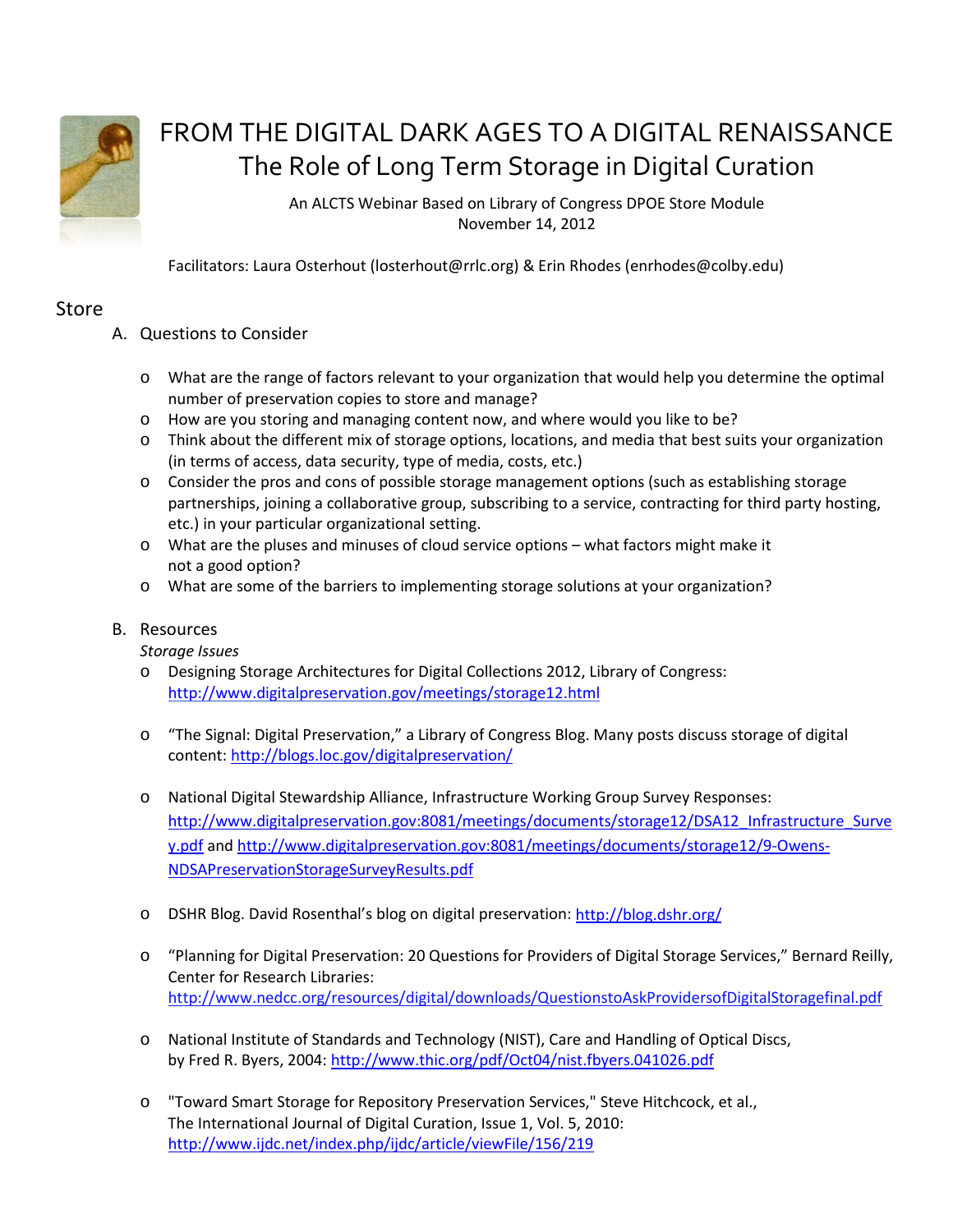# FROM THE DIGITAL DARK AGES TO A DIGITAL RENAISSANCE
## The Role of Long Term Storage in Digital Curation

An ALCTS Webinar Based on Library of Congress DPOE Store Module
November 14, 2012

Facilitators: Laura Osterhout (losterhout@rrlc.org) & Erin Rhodes (enrhodes@colby.edu)

## Store

### A. Questions to Consider

- What are the range of factors relevant to your organization that would help you determine the optimal number of preservation copies to store and manage?
- How are you storing and managing content now, and where would you like to be?
- Think about the different mix of storage options, locations, and media that best suits your organization (in terms of access, data security, type of media, costs, etc.)
- Consider the pros and cons of possible storage management options (such as establishing storage partnerships, joining a collaborative group, subscribing to a service, contracting for third party hosting, etc.) in your particular organizational setting.
- What are the pluses and minuses of cloud service options – what factors might make it not a good option?
- What are some of the barriers to implementing storage solutions at your organization?

### B. Resources

*Storage Issues*

- Designing Storage Architectures for Digital Collections 2012, Library of Congress: http://www.digitalpreservation.gov/meetings/storage12.html

- "The Signal: Digital Preservation," a Library of Congress Blog. Many posts discuss storage of digital content: http://blogs.loc.gov/digitalpreservation/

- National Digital Stewardship Alliance, Infrastructure Working Group Survey Responses: http://www.digitalpreservation.gov:8081/meetings/documents/storage12/DSA12_Infrastructure_Survey.pdf and http://www.digitalpreservation.gov:8081/meetings/documents/storage12/9-Owens-NDSAPreservationStorageSurveyResults.pdf

- DSHR Blog. David Rosenthal's blog on digital preservation: http://blog.dshr.org/

- "Planning for Digital Preservation: 20 Questions for Providers of Digital Storage Services," Bernard Reilly, Center for Research Libraries: http://www.nedcc.org/resources/digital/downloads/QuestionstoAskProvidersofDigitalStoragefinal.pdf

- National Institute of Standards and Technology (NIST), Care and Handling of Optical Discs, by Fred R. Byers, 2004: http://www.thic.org/pdf/Oct04/nist.fbyers.041026.pdf

- "Toward Smart Storage for Repository Preservation Services," Steve Hitchcock, et al., The International Journal of Digital Curation, Issue 1, Vol. 5, 2010: http://www.ijdc.net/index.php/ijdc/article/viewFile/156/219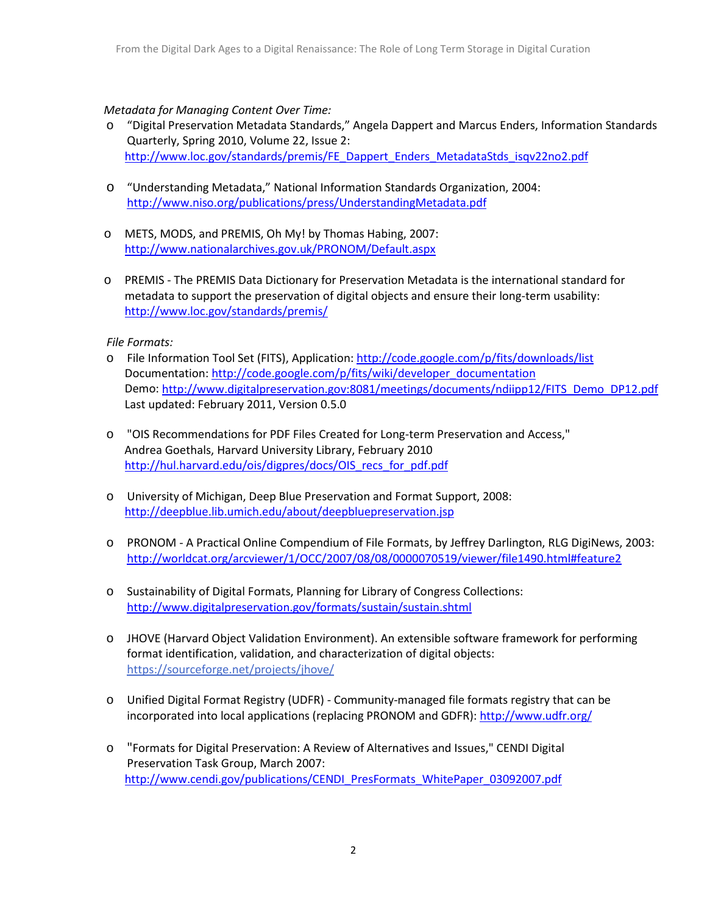*Metadata for Managing Content Over Time:*

- "Digital Preservation Metadata Standards," Angela Dappert and Marcus Enders, Information Standards Quarterly, Spring 2010, Volume 22, Issue 2: http://www.loc.gov/standards/premis/FE_Dappert_Enders_MetadataStds_isqv22no2.pdf

- "Understanding Metadata," National Information Standards Organization, 2004: http://www.niso.org/publications/press/UnderstandingMetadata.pdf

- METS, MODS, and PREMIS, Oh My! by Thomas Habing, 2007: http://www.nationalarchives.gov.uk/PRONOM/Default.aspx

- PREMIS - The PREMIS Data Dictionary for Preservation Metadata is the international standard for metadata to support the preservation of digital objects and ensure their long-term usability: http://www.loc.gov/standards/premis/

*File Formats:*

- File Information Tool Set (FITS), Application: http://code.google.com/p/fits/downloads/list
  Documentation: http://code.google.com/p/fits/wiki/developer_documentation
  Demo: http://www.digitalpreservation.gov:8081/meetings/documents/ndiipp12/FITS_Demo_DP12.pdf
  Last updated: February 2011, Version 0.5.0

- "OIS Recommendations for PDF Files Created for Long-term Preservation and Access," Andrea Goethals, Harvard University Library, February 2010 http://hul.harvard.edu/ois/digpres/docs/OIS_recs_for_pdf.pdf

- University of Michigan, Deep Blue Preservation and Format Support, 2008: http://deepblue.lib.umich.edu/about/deepbluepreservation.jsp

- PRONOM - A Practical Online Compendium of File Formats, by Jeffrey Darlington, RLG DigiNews, 2003: http://worldcat.org/arcviewer/1/OCC/2007/08/08/0000070519/viewer/file1490.html#feature2

- Sustainability of Digital Formats, Planning for Library of Congress Collections: http://www.digitalpreservation.gov/formats/sustain/sustain.shtml

- JHOVE (Harvard Object Validation Environment). An extensible software framework for performing format identification, validation, and characterization of digital objects: https://sourceforge.net/projects/jhove/

- Unified Digital Format Registry (UDFR) - Community-managed file formats registry that can be incorporated into local applications (replacing PRONOM and GDFR): http://www.udfr.org/

- "Formats for Digital Preservation: A Review of Alternatives and Issues," CENDI Digital Preservation Task Group, March 2007: http://www.cendi.gov/publications/CENDI_PresFormats_WhitePaper_03092007.pdf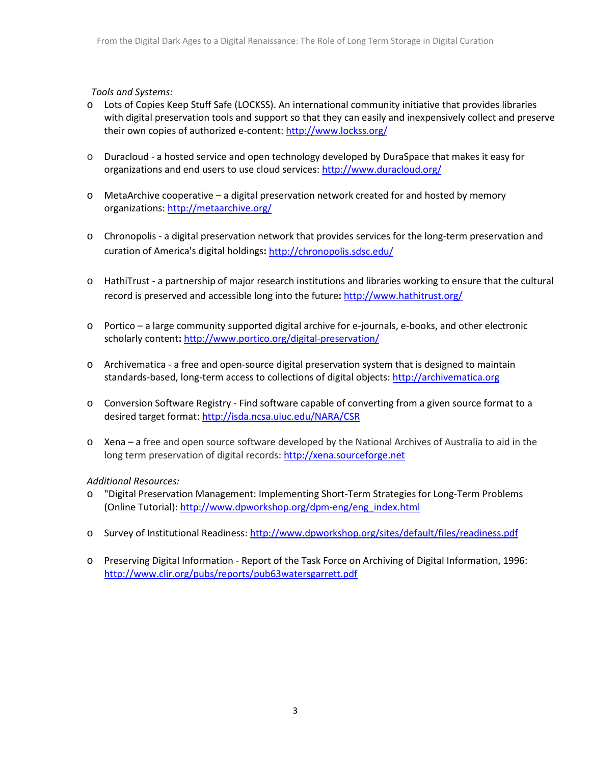*Tools and Systems:*

- Lots of Copies Keep Stuff Safe (LOCKSS). An international community initiative that provides libraries with digital preservation tools and support so that they can easily and inexpensively collect and preserve their own copies of authorized e-content: http://www.lockss.org/

- Duracloud - a hosted service and open technology developed by DuraSpace that makes it easy for organizations and end users to use cloud services: http://www.duracloud.org/

- MetaArchive cooperative – a digital preservation network created for and hosted by memory organizations: http://metaarchive.org/

- Chronopolis - a digital preservation network that provides services for the long-term preservation and curation of America's digital holdings**:** http://chronopolis.sdsc.edu/

- HathiTrust - a partnership of major research institutions and libraries working to ensure that the cultural record is preserved and accessible long into the future**:** http://www.hathitrust.org/

- Portico – a large community supported digital archive for e-journals, e-books, and other electronic scholarly content**:** http://www.portico.org/digital-preservation/

- Archivematica - a free and open-source digital preservation system that is designed to maintain standards-based, long-term access to collections of digital objects: http://archivematica.org

- Conversion Software Registry - Find software capable of converting from a given source format to a desired target format: http://isda.ncsa.uiuc.edu/NARA/CSR

- Xena – a free and open source software developed by the National Archives of Australia to aid in the long term preservation of digital records: http://xena.sourceforge.net

*Additional Resources:*

- "Digital Preservation Management: Implementing Short-Term Strategies for Long-Term Problems (Online Tutorial): http://www.dpworkshop.org/dpm-eng/eng_index.html

- Survey of Institutional Readiness: http://www.dpworkshop.org/sites/default/files/readiness.pdf

- Preserving Digital Information - Report of the Task Force on Archiving of Digital Information, 1996: http://www.clir.org/pubs/reports/pub63watersgarrett.pdf